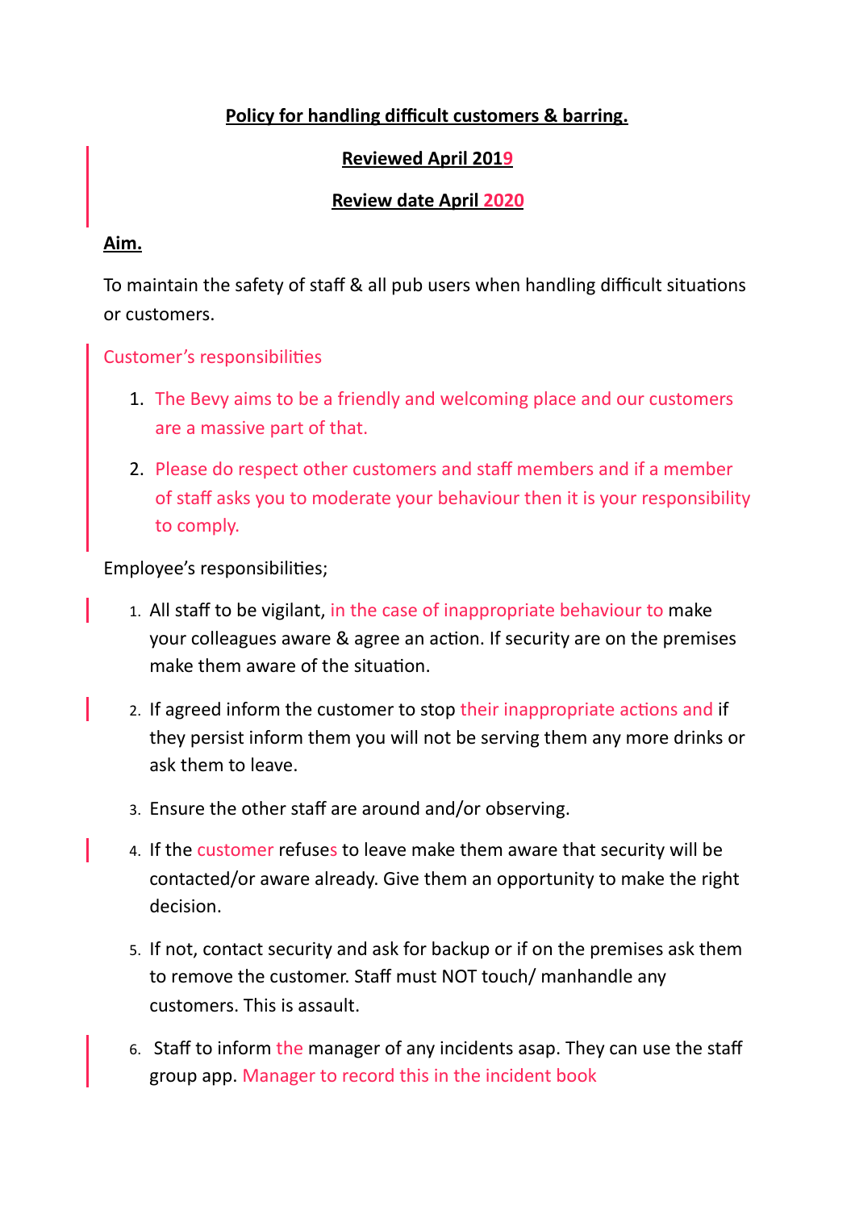**Policy for handling difficult customers & barring.**

**Reviewed April 2019**

**Review date April 2020**

**Aim.**

To maintain the safety of staff & all pub users when handling difficult situations or customers.

Customer's responsibilities

1. The Bevy aims to be a friendly and welcoming place and our customers are a massive part of that.
2. Please do respect other customers and staff members and if a member of staff asks you to moderate your behaviour then it is your responsibility to comply.

Employee's responsibilities;

1. All staff to be vigilant, in the case of inappropriate behaviour to make your colleagues aware & agree an action. If security are on the premises make them aware of the situation.
2. If agreed inform the customer to stop their inappropriate actions and if they persist inform them you will not be serving them any more drinks or ask them to leave.
3. Ensure the other staff are around and/or observing.
4. If the customer refuses to leave make them aware that security will be contacted/or aware already. Give them an opportunity to make the right decision.
5. If not, contact security and ask for backup or if on the premises ask them to remove the customer. Staff must NOT touch/ manhandle any customers. This is assault.
6. Staff to inform the manager of any incidents asap. They can use the staff group app. Manager to record this in the incident book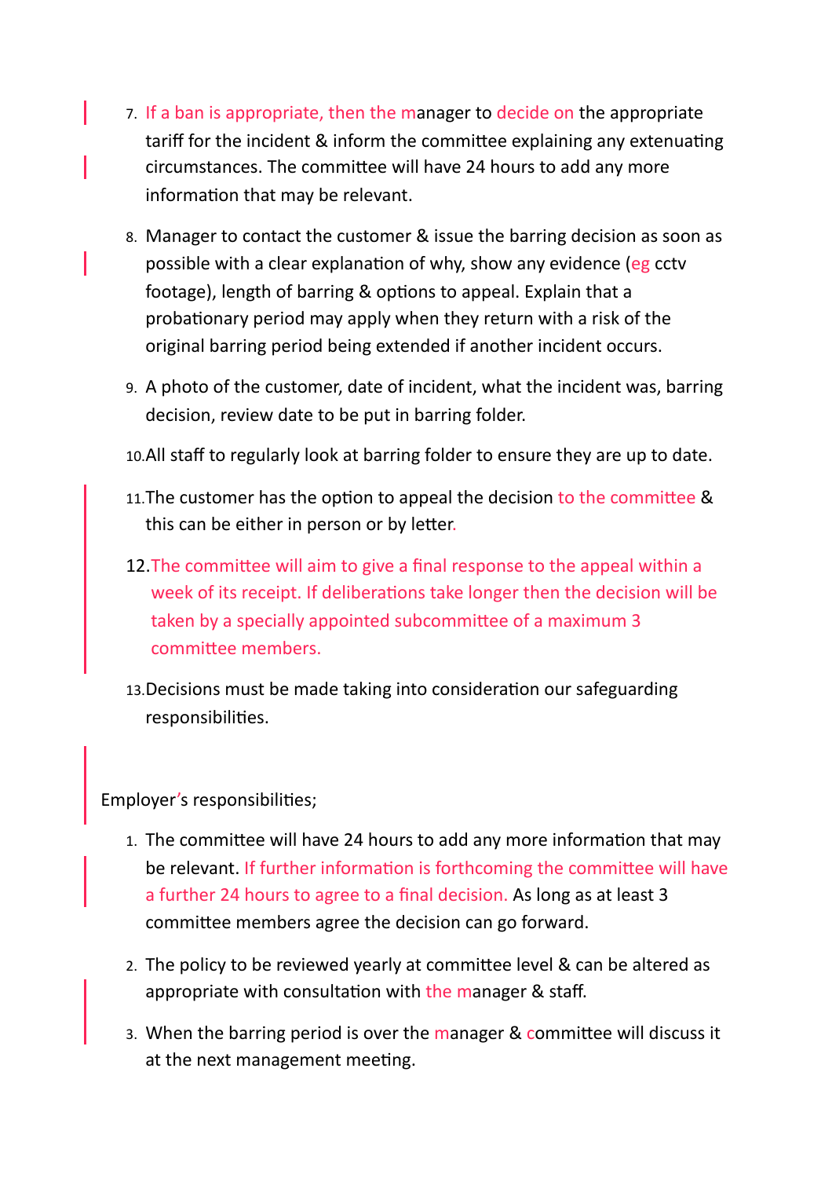7. If a ban is appropriate, then the manager to decide on the appropriate tariff for the incident & inform the committee explaining any extenuating circumstances. The committee will have 24 hours to add any more information that may be relevant.

8. Manager to contact the customer & issue the barring decision as soon as possible with a clear explanation of why, show any evidence (eg cctv footage), length of barring & options to appeal. Explain that a probationary period may apply when they return with a risk of the original barring period being extended if another incident occurs.

9. A photo of the customer, date of incident, what the incident was, barring decision, review date to be put in barring folder.

10. All staff to regularly look at barring folder to ensure they are up to date.

11. The customer has the option to appeal the decision to the committee & this can be either in person or by letter.

12. The committee will aim to give a final response to the appeal within a week of its receipt. If deliberations take longer then the decision will be taken by a specially appointed subcommittee of a maximum 3 committee members.

13. Decisions must be made taking into consideration our safeguarding responsibilities.

Employer's responsibilities;

1. The committee will have 24 hours to add any more information that may be relevant. If further information is forthcoming the committee will have a further 24 hours to agree to a final decision. As long as at least 3 committee members agree the decision can go forward.

2. The policy to be reviewed yearly at committee level & can be altered as appropriate with consultation with the manager & staff.

3. When the barring period is over the manager & committee will discuss it at the next management meeting.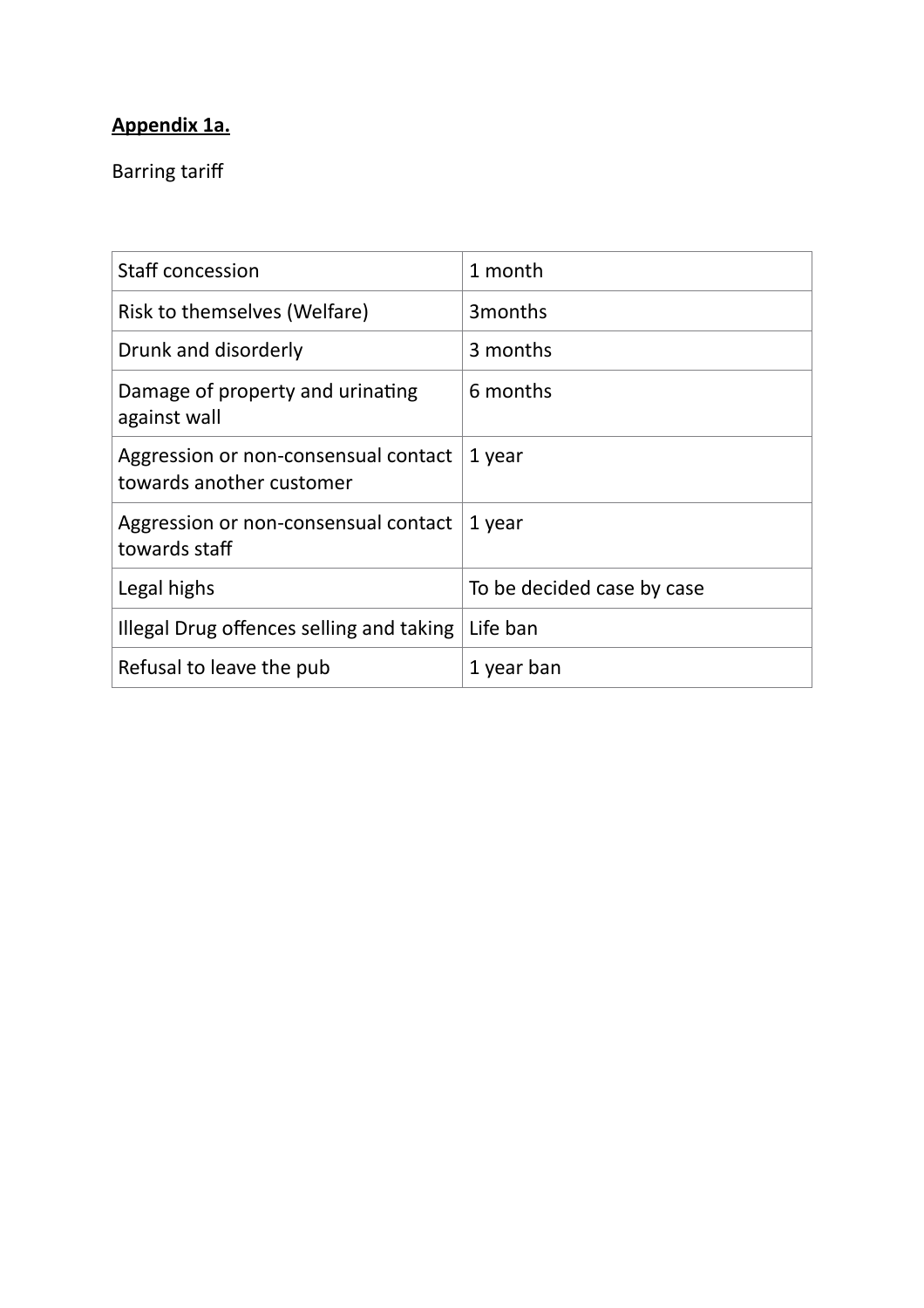**Appendix 1a.**

Barring tariff

| | |
|---|---|
| Staff concession | 1 month |
| Risk to themselves (Welfare) | 3months |
| Drunk and disorderly | 3 months |
| Damage of property and urinating against wall | 6 months |
| Aggression or non-consensual contact towards another customer | 1 year |
| Aggression or non-consensual contact towards staff | 1 year |
| Legal highs | To be decided case by case |
| Illegal Drug offences selling and taking | Life ban |
| Refusal to leave the pub | 1 year ban |